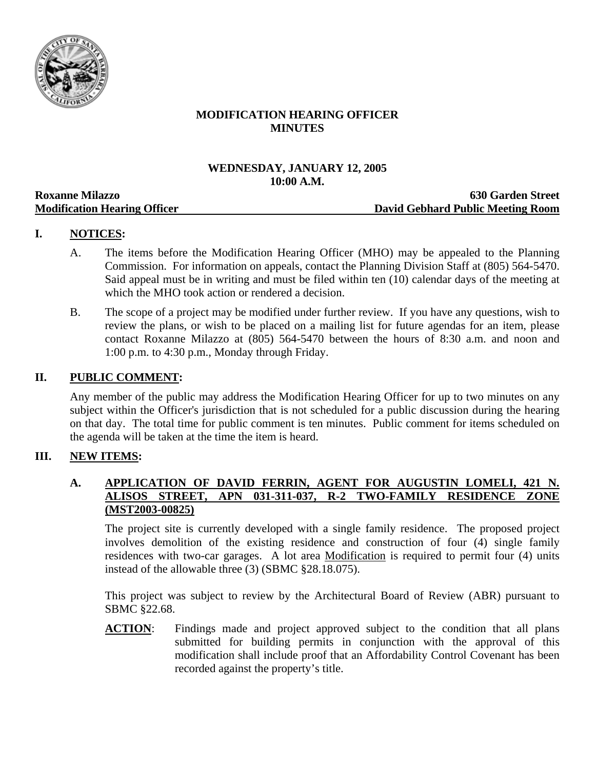# MODIFICATION HEARING OFFICER MINUTES

**WEDNESDAY, JANUARY 12, 2005**
**10:00 A.M.**

**Roxanne Milazzo** — **630 Garden Street**
**Modification Hearing Officer** — **David Gebhard Public Meeting Room**

## I. NOTICES:

A. The items before the Modification Hearing Officer (MHO) may be appealed to the Planning Commission. For information on appeals, contact the Planning Division Staff at (805) 564-5470. Said appeal must be in writing and must be filed within ten (10) calendar days of the meeting at which the MHO took action or rendered a decision.

B. The scope of a project may be modified under further review. If you have any questions, wish to review the plans, or wish to be placed on a mailing list for future agendas for an item, please contact Roxanne Milazzo at (805) 564-5470 between the hours of 8:30 a.m. and noon and 1:00 p.m. to 4:30 p.m., Monday through Friday.

## II. PUBLIC COMMENT:

Any member of the public may address the Modification Hearing Officer for up to two minutes on any subject within the Officer's jurisdiction that is not scheduled for a public discussion during the hearing on that day. The total time for public comment is ten minutes. Public comment for items scheduled on the agenda will be taken at the time the item is heard.

## III. NEW ITEMS:

### A. APPLICATION OF DAVID FERRIN, AGENT FOR AUGUSTIN LOMELI, 421 N. ALISOS STREET, APN 031-311-037, R-2 TWO-FAMILY RESIDENCE ZONE (MST2003-00825)

The project site is currently developed with a single family residence. The proposed project involves demolition of the existing residence and construction of four (4) single family residences with two-car garages. A lot area Modification is required to permit four (4) units instead of the allowable three (3) (SBMC §28.18.075).

This project was subject to review by the Architectural Board of Review (ABR) pursuant to SBMC §22.68.

**ACTION**: Findings made and project approved subject to the condition that all plans submitted for building permits in conjunction with the approval of this modification shall include proof that an Affordability Control Covenant has been recorded against the property's title.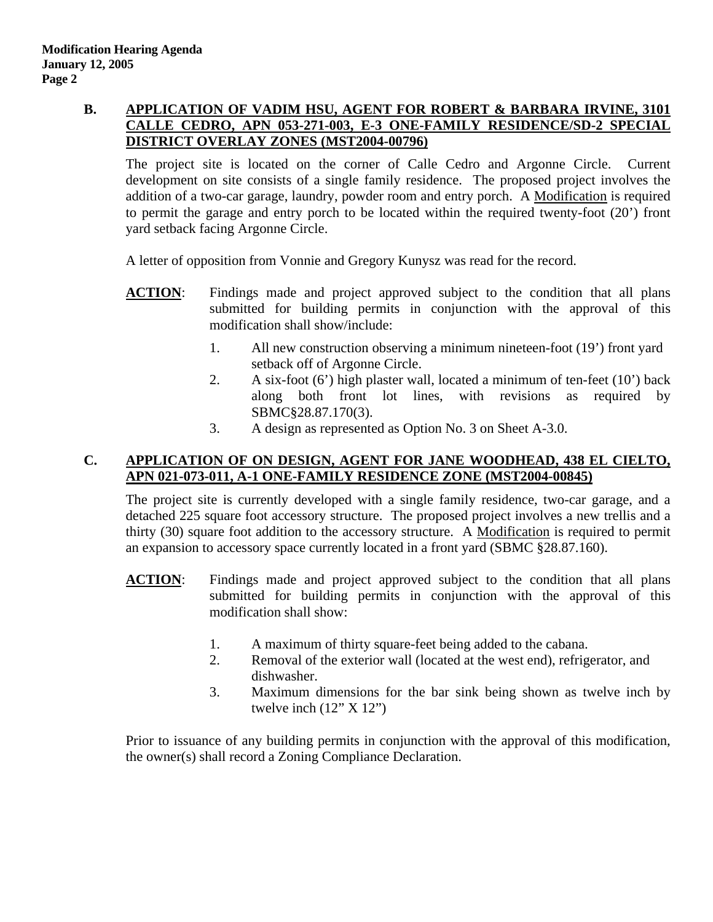**B. APPLICATION OF VADIM HSU, AGENT FOR ROBERT & BARBARA IRVINE, 3101 CALLE CEDRO, APN 053-271-003, E-3 ONE-FAMILY RESIDENCE/SD-2 SPECIAL DISTRICT OVERLAY ZONES (MST2004-00796)**

The project site is located on the corner of Calle Cedro and Argonne Circle. Current development on site consists of a single family residence. The proposed project involves the addition of a two-car garage, laundry, powder room and entry porch. A Modification is required to permit the garage and entry porch to be located within the required twenty-foot (20') front yard setback facing Argonne Circle.

A letter of opposition from Vonnie and Gregory Kunysz was read for the record.

**ACTION**: Findings made and project approved subject to the condition that all plans submitted for building permits in conjunction with the approval of this modification shall show/include:

1. All new construction observing a minimum nineteen-foot (19') front yard setback off of Argonne Circle.
2. A six-foot (6') high plaster wall, located a minimum of ten-feet (10') back along both front lot lines, with revisions as required by SBMC§28.87.170(3).
3. A design as represented as Option No. 3 on Sheet A-3.0.

**C. APPLICATION OF ON DESIGN, AGENT FOR JANE WOODHEAD, 438 EL CIELTO, APN 021-073-011, A-1 ONE-FAMILY RESIDENCE ZONE (MST2004-00845)**

The project site is currently developed with a single family residence, two-car garage, and a detached 225 square foot accessory structure. The proposed project involves a new trellis and a thirty (30) square foot addition to the accessory structure. A Modification is required to permit an expansion to accessory space currently located in a front yard (SBMC §28.87.160).

**ACTION**: Findings made and project approved subject to the condition that all plans submitted for building permits in conjunction with the approval of this modification shall show:

1. A maximum of thirty square-feet being added to the cabana.
2. Removal of the exterior wall (located at the west end), refrigerator, and dishwasher.
3. Maximum dimensions for the bar sink being shown as twelve inch by twelve inch (12" X 12")

Prior to issuance of any building permits in conjunction with the approval of this modification, the owner(s) shall record a Zoning Compliance Declaration.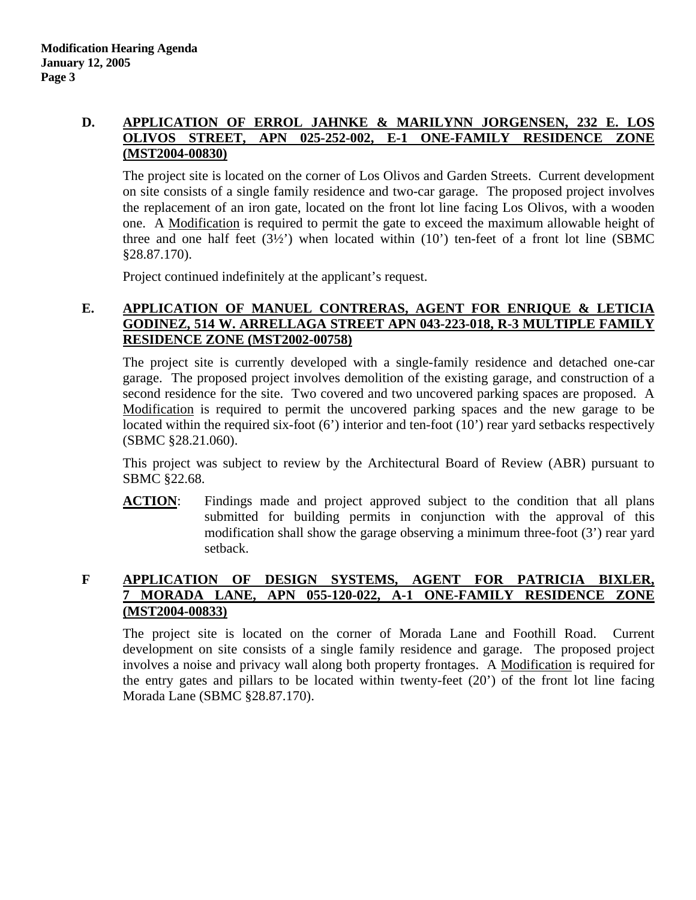**D. APPLICATION OF ERROL JAHNKE & MARILYNN JORGENSEN, 232 E. LOS OLIVOS STREET, APN 025-252-002, E-1 ONE-FAMILY RESIDENCE ZONE (MST2004-00830)**

The project site is located on the corner of Los Olivos and Garden Streets. Current development on site consists of a single family residence and two-car garage. The proposed project involves the replacement of an iron gate, located on the front lot line facing Los Olivos, with a wooden one. A Modification is required to permit the gate to exceed the maximum allowable height of three and one half feet (3½') when located within (10') ten-feet of a front lot line (SBMC §28.87.170).

Project continued indefinitely at the applicant's request.

**E. APPLICATION OF MANUEL CONTRERAS, AGENT FOR ENRIQUE & LETICIA GODINEZ, 514 W. ARRELLAGA STREET APN 043-223-018, R-3 MULTIPLE FAMILY RESIDENCE ZONE (MST2002-00758)**

The project site is currently developed with a single-family residence and detached one-car garage. The proposed project involves demolition of the existing garage, and construction of a second residence for the site. Two covered and two uncovered parking spaces are proposed. A Modification is required to permit the uncovered parking spaces and the new garage to be located within the required six-foot (6') interior and ten-foot (10') rear yard setbacks respectively (SBMC §28.21.060).

This project was subject to review by the Architectural Board of Review (ABR) pursuant to SBMC §22.68.

**ACTION**: Findings made and project approved subject to the condition that all plans submitted for building permits in conjunction with the approval of this modification shall show the garage observing a minimum three-foot (3') rear yard setback.

**F APPLICATION OF DESIGN SYSTEMS, AGENT FOR PATRICIA BIXLER, 7 MORADA LANE, APN 055-120-022, A-1 ONE-FAMILY RESIDENCE ZONE (MST2004-00833)**

The project site is located on the corner of Morada Lane and Foothill Road. Current development on site consists of a single family residence and garage. The proposed project involves a noise and privacy wall along both property frontages. A Modification is required for the entry gates and pillars to be located within twenty-feet (20') of the front lot line facing Morada Lane (SBMC §28.87.170).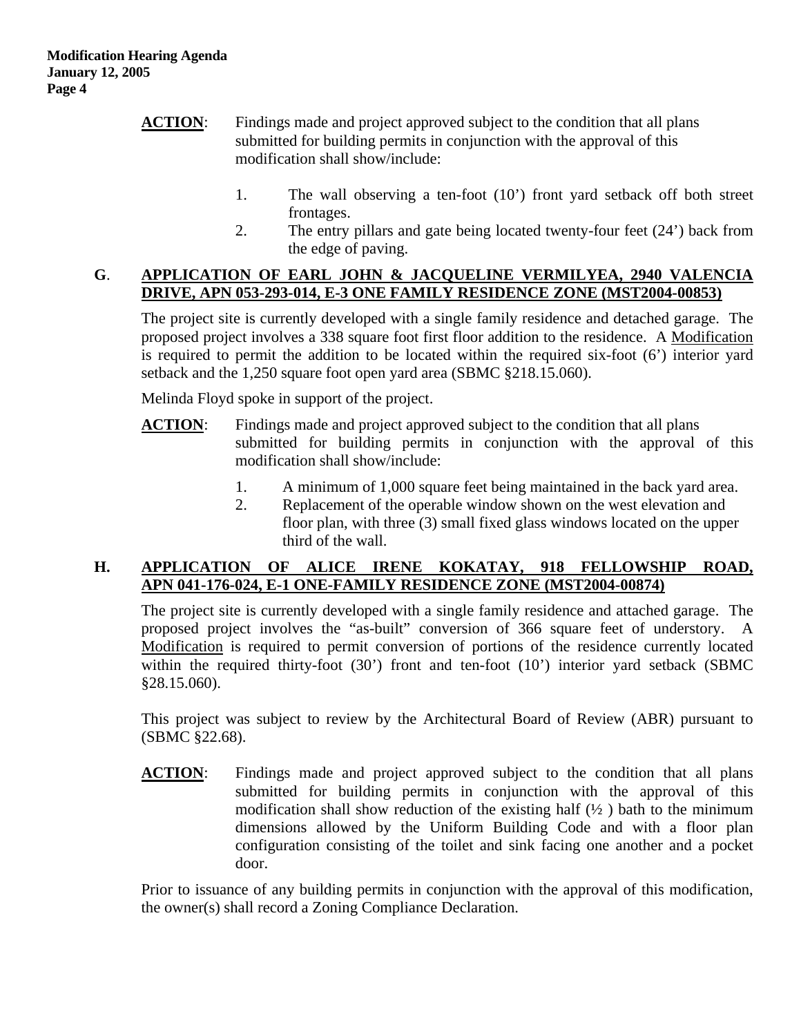**ACTION**: Findings made and project approved subject to the condition that all plans submitted for building permits in conjunction with the approval of this modification shall show/include:

1. The wall observing a ten-foot (10') front yard setback off both street frontages.
2. The entry pillars and gate being located twenty-four feet (24') back from the edge of paving.

## G. APPLICATION OF EARL JOHN & JACQUELINE VERMILYEA, 2940 VALENCIA DRIVE, APN 053-293-014, E-3 ONE FAMILY RESIDENCE ZONE (MST2004-00853)

The project site is currently developed with a single family residence and detached garage. The proposed project involves a 338 square foot first floor addition to the residence. A Modification is required to permit the addition to be located within the required six-foot (6') interior yard setback and the 1,250 square foot open yard area (SBMC §218.15.060).

Melinda Floyd spoke in support of the project.

**ACTION**: Findings made and project approved subject to the condition that all plans submitted for building permits in conjunction with the approval of this modification shall show/include:

1. A minimum of 1,000 square feet being maintained in the back yard area.
2. Replacement of the operable window shown on the west elevation and floor plan, with three (3) small fixed glass windows located on the upper third of the wall.

## H. APPLICATION OF ALICE IRENE KOKATAY, 918 FELLOWSHIP ROAD, APN 041-176-024, E-1 ONE-FAMILY RESIDENCE ZONE (MST2004-00874)

The project site is currently developed with a single family residence and attached garage. The proposed project involves the "as-built" conversion of 366 square feet of understory. A Modification is required to permit conversion of portions of the residence currently located within the required thirty-foot (30') front and ten-foot (10') interior yard setback (SBMC §28.15.060).

This project was subject to review by the Architectural Board of Review (ABR) pursuant to (SBMC §22.68).

**ACTION**: Findings made and project approved subject to the condition that all plans submitted for building permits in conjunction with the approval of this modification shall show reduction of the existing half (½ ) bath to the minimum dimensions allowed by the Uniform Building Code and with a floor plan configuration consisting of the toilet and sink facing one another and a pocket door.

Prior to issuance of any building permits in conjunction with the approval of this modification, the owner(s) shall record a Zoning Compliance Declaration.